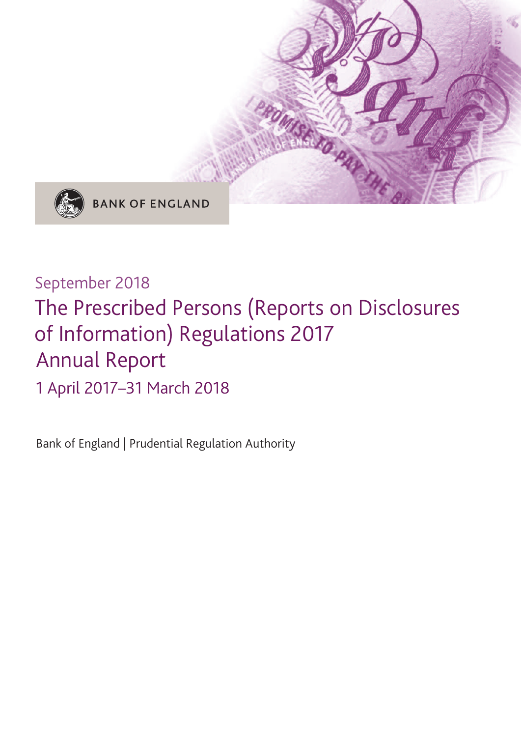BANK OF ENGLAND

September 2018

# The Prescribed Persons (Reports on Disclosures of Information) Regulations 2017 Annual Report

1 April 2017–31 March 2018

Bank of England | Prudential Regulation Authority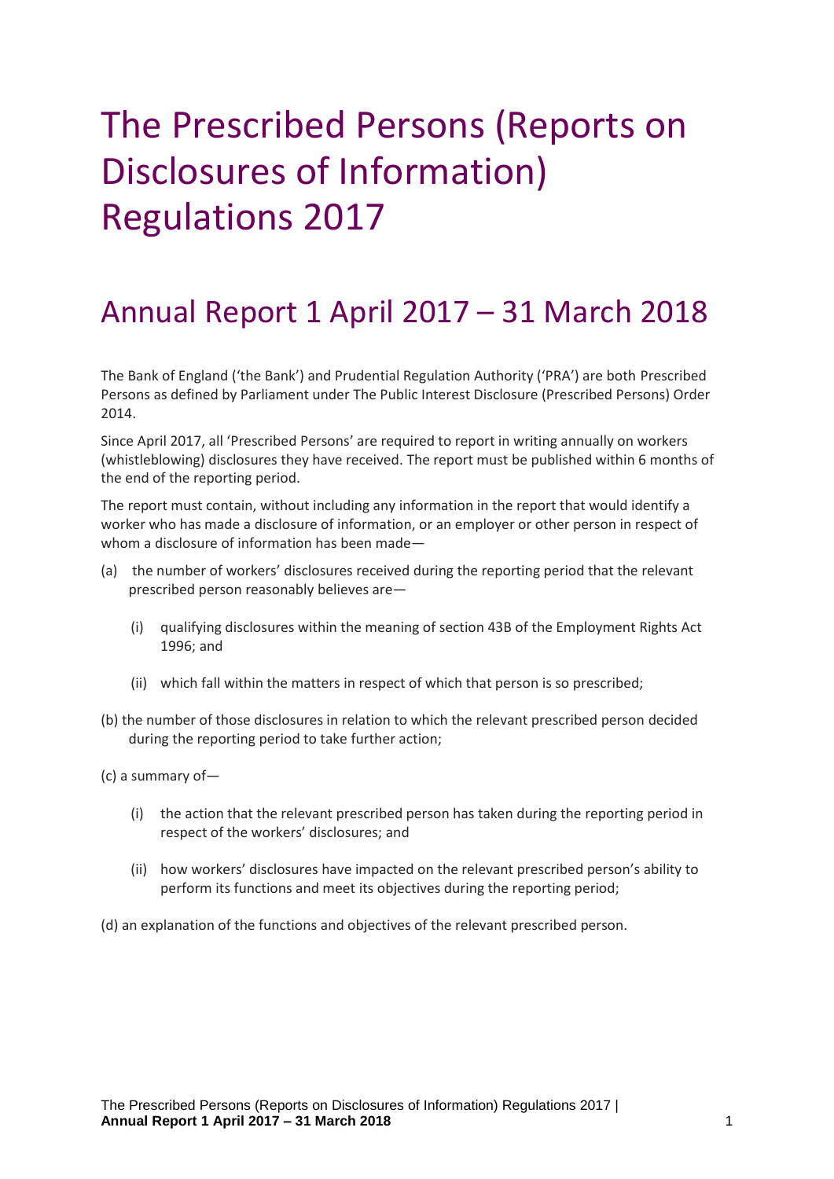# The Prescribed Persons (Reports on Disclosures of Information) Regulations 2017

## Annual Report 1 April 2017 – 31 March 2018

The Bank of England ('the Bank') and Prudential Regulation Authority ('PRA') are both Prescribed Persons as defined by Parliament under The Public Interest Disclosure (Prescribed Persons) Order 2014.

Since April 2017, all 'Prescribed Persons' are required to report in writing annually on workers (whistleblowing) disclosures they have received. The report must be published within 6 months of the end of the reporting period.

The report must contain, without including any information in the report that would identify a worker who has made a disclosure of information, or an employer or other person in respect of whom a disclosure of information has been made—

(a) the number of workers' disclosures received during the reporting period that the relevant prescribed person reasonably believes are—

- (i) qualifying disclosures within the meaning of section 43B of the Employment Rights Act 1996; and
- (ii) which fall within the matters in respect of which that person is so prescribed;

(b) the number of those disclosures in relation to which the relevant prescribed person decided during the reporting period to take further action;

(c) a summary of—

- (i) the action that the relevant prescribed person has taken during the reporting period in respect of the workers' disclosures; and
- (ii) how workers' disclosures have impacted on the relevant prescribed person's ability to perform its functions and meet its objectives during the reporting period;

(d) an explanation of the functions and objectives of the relevant prescribed person.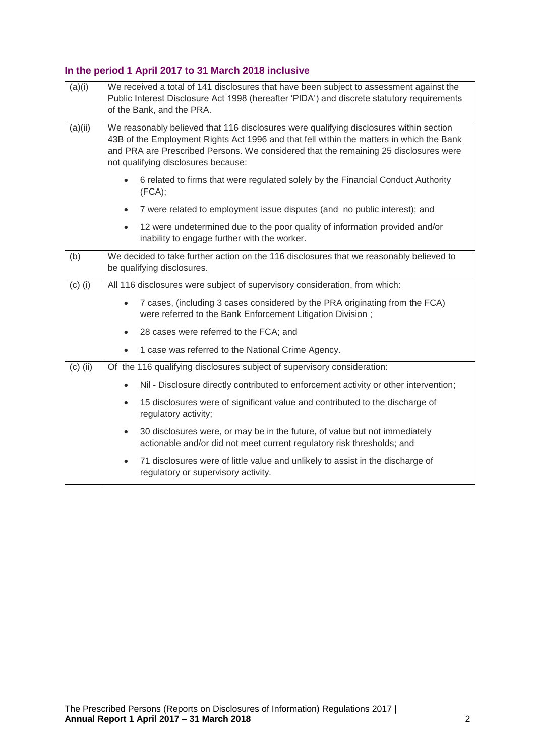### In the period 1 April 2017 to 31 March 2018 inclusive

| | |
|---|---|
| (a)(i) | We received a total of 141 disclosures that have been subject to assessment against the Public Interest Disclosure Act 1998 (hereafter 'PIDA') and discrete statutory requirements of the Bank, and the PRA. |
| (a)(ii) | We reasonably believed that 116 disclosures were qualifying disclosures within section 43B of the Employment Rights Act 1996 and that fell within the matters in which the Bank and PRA are Prescribed Persons. We considered that the remaining 25 disclosures were not qualifying disclosures because:<br>• 6 related to firms that were regulated solely by the Financial Conduct Authority (FCA);<br>• 7 were related to employment issue disputes (and no public interest); and<br>• 12 were undetermined due to the poor quality of information provided and/or inability to engage further with the worker. |
| (b) | We decided to take further action on the 116 disclosures that we reasonably believed to be qualifying disclosures. |
| (c) (i) | All 116 disclosures were subject of supervisory consideration, from which:<br>• 7 cases, (including 3 cases considered by the PRA originating from the FCA) were referred to the Bank Enforcement Litigation Division ;<br>• 28 cases were referred to the FCA; and<br>• 1 case was referred to the National Crime Agency. |
| (c) (ii) | Of the 116 qualifying disclosures subject of supervisory consideration:<br>• Nil - Disclosure directly contributed to enforcement activity or other intervention;<br>• 15 disclosures were of significant value and contributed to the discharge of regulatory activity;<br>• 30 disclosures were, or may be in the future, of value but not immediately actionable and/or did not meet current regulatory risk thresholds; and<br>• 71 disclosures were of little value and unlikely to assist in the discharge of regulatory or supervisory activity. |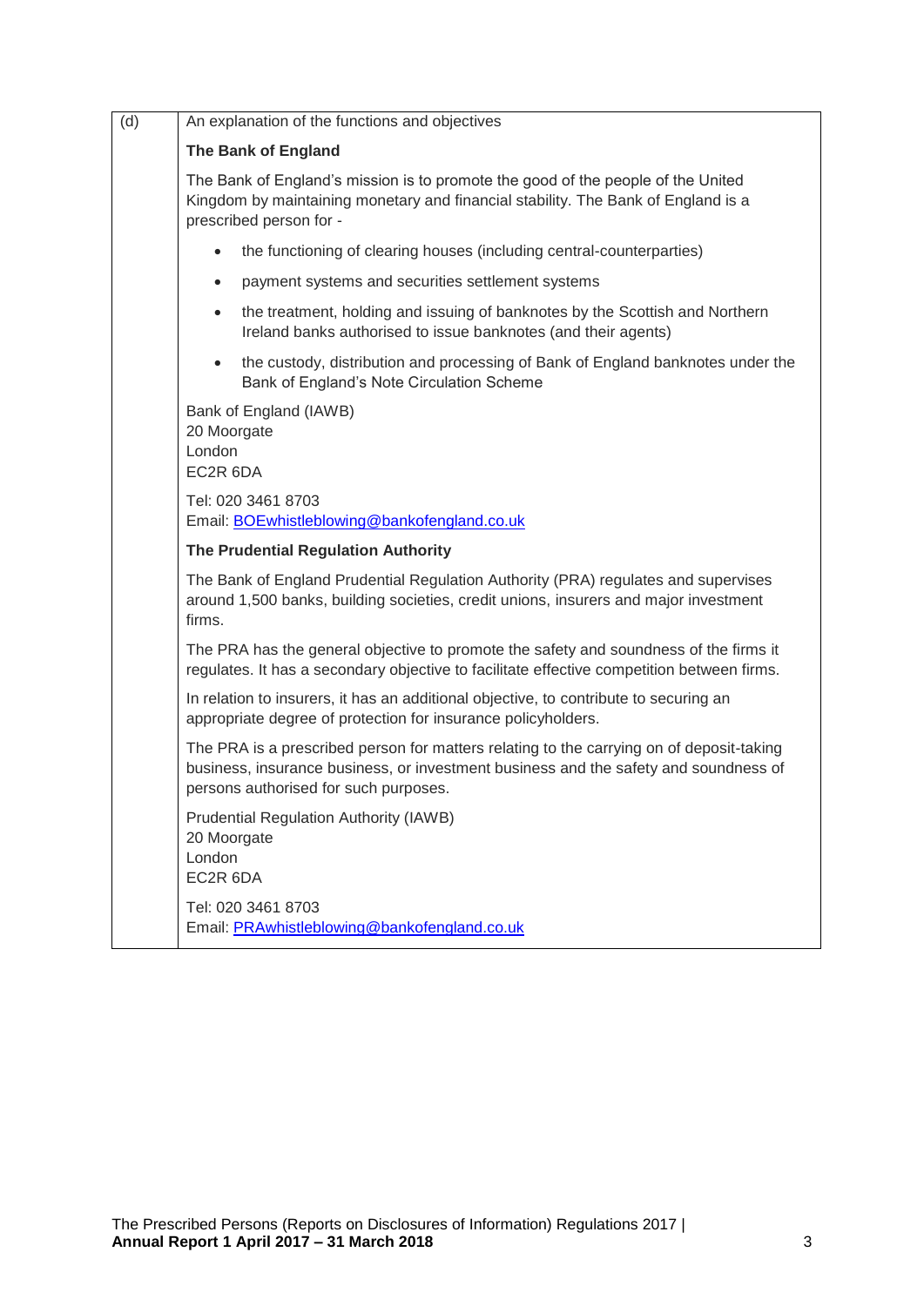| (d) | An explanation of the functions and objectives |
|---|---|

**The Bank of England**

The Bank of England's mission is to promote the good of the people of the United Kingdom by maintaining monetary and financial stability. The Bank of England is a prescribed person for -

- the functioning of clearing houses (including central-counterparties)
- payment systems and securities settlement systems
- the treatment, holding and issuing of banknotes by the Scottish and Northern Ireland banks authorised to issue banknotes (and their agents)
- the custody, distribution and processing of Bank of England banknotes under the Bank of England's Note Circulation Scheme

Bank of England (IAWB)
20 Moorgate
London
EC2R 6DA

Tel: 020 3461 8703
Email: BOEwhistleblowing@bankofengland.co.uk

**The Prudential Regulation Authority**

The Bank of England Prudential Regulation Authority (PRA) regulates and supervises around 1,500 banks, building societies, credit unions, insurers and major investment firms.

The PRA has the general objective to promote the safety and soundness of the firms it regulates. It has a secondary objective to facilitate effective competition between firms.

In relation to insurers, it has an additional objective, to contribute to securing an appropriate degree of protection for insurance policyholders.

The PRA is a prescribed person for matters relating to the carrying on of deposit-taking business, insurance business, or investment business and the safety and soundness of persons authorised for such purposes.

Prudential Regulation Authority (IAWB)
20 Moorgate
London
EC2R 6DA

Tel: 020 3461 8703
Email: PRAwhistleblowing@bankofengland.co.uk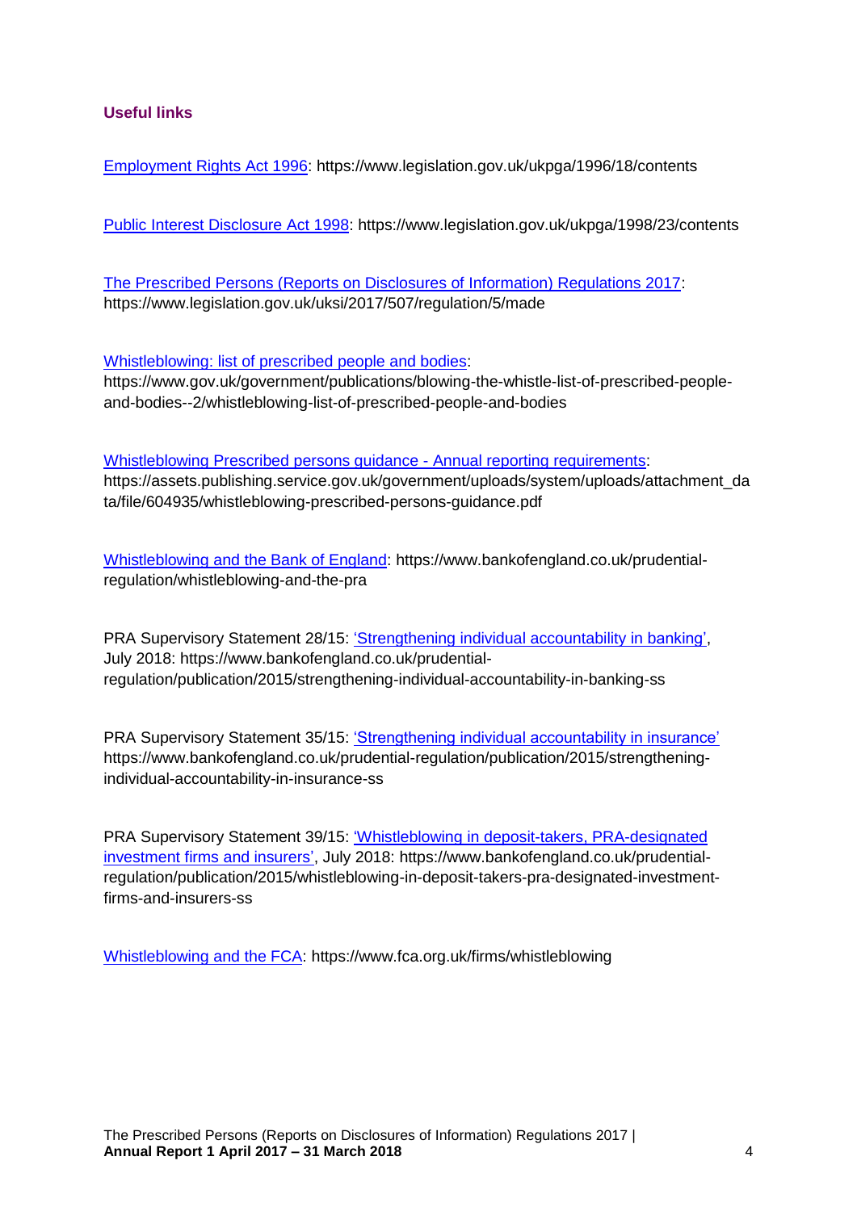### Useful links

Employment Rights Act 1996: https://www.legislation.gov.uk/ukpga/1996/18/contents

Public Interest Disclosure Act 1998: https://www.legislation.gov.uk/ukpga/1998/23/contents

The Prescribed Persons (Reports on Disclosures of Information) Regulations 2017: https://www.legislation.gov.uk/uksi/2017/507/regulation/5/made

Whistleblowing: list of prescribed people and bodies: https://www.gov.uk/government/publications/blowing-the-whistle-list-of-prescribed-people-and-bodies--2/whistleblowing-list-of-prescribed-people-and-bodies

Whistleblowing Prescribed persons guidance - Annual reporting requirements: https://assets.publishing.service.gov.uk/government/uploads/system/uploads/attachment_data/file/604935/whistleblowing-prescribed-persons-guidance.pdf

Whistleblowing and the Bank of England: https://www.bankofengland.co.uk/prudential-regulation/whistleblowing-and-the-pra

PRA Supervisory Statement 28/15: 'Strengthening individual accountability in banking', July 2018: https://www.bankofengland.co.uk/prudential-regulation/publication/2015/strengthening-individual-accountability-in-banking-ss

PRA Supervisory Statement 35/15: 'Strengthening individual accountability in insurance' https://www.bankofengland.co.uk/prudential-regulation/publication/2015/strengthening-individual-accountability-in-insurance-ss

PRA Supervisory Statement 39/15: 'Whistleblowing in deposit-takers, PRA-designated investment firms and insurers', July 2018: https://www.bankofengland.co.uk/prudential-regulation/publication/2015/whistleblowing-in-deposit-takers-pra-designated-investment-firms-and-insurers-ss

Whistleblowing and the FCA: https://www.fca.org.uk/firms/whistleblowing